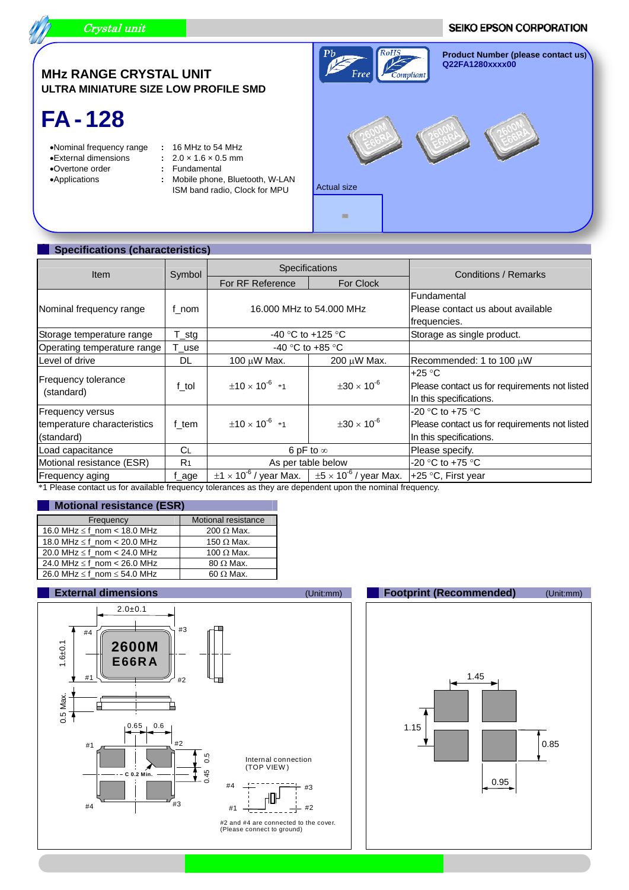Crystal unit

SEIKO EPSON CORPORATION

Product Number (please contact us)
Q22FA1280xxxx00

# MHz RANGE CRYSTAL UNIT

## ULTRA MINIATURE SIZE LOW PROFILE SMD

# FA - 128

- Nominal frequency range : 16 MHz to 54 MHz
- External dimensions : 2.0 × 1.6 × 0.5 mm
- Overtone order : Fundamental
- Applications : Mobile phone, Bluetooth, W-LAN ISM band radio, Clock for MPU

Pb Free

RoHS Compliant

Actual size

## Specifications (characteristics)

| Item | Symbol | Specifications | | Conditions / Remarks |
|---|---|---|---|---|
| | | For RF Reference | For Clock | |
| Nominal frequency range | f_nom | 16.000 MHz to 54.000 MHz | | Fundamental Please contact us about available frequencies. |
| Storage temperature range | T_stg | -40 °C to +125 °C | | Storage as single product. |
| Operating temperature range | T_use | -40 °C to +85 °C | | |
| Level of drive | DL | 100 μW Max. | 200 μW Max. | Recommended: 1 to 100 μW |
| Frequency tolerance (standard) | f_tol | $\pm 10 \times 10^{-6}$ *1 | $\pm 30 \times 10^{-6}$ | +25 °C Please contact us for requirements not listed In this specifications. |
| Frequency versus temperature characteristics (standard) | f_tem | $\pm 10 \times 10^{-6}$ *1 | $\pm 30 \times 10^{-6}$ | -20 °C to +75 °C Please contact us for requirements not listed In this specifications. |
| Load capacitance | $C_L$ | 6 pF to ∞ | | Please specify. |
| Motional resistance (ESR) | $R_1$ | As per table below | | -20 °C to +75 °C |
| Frequency aging | f_age | $\pm 1 \times 10^{-6}$ / year Max. | $\pm 5 \times 10^{-6}$ / year Max. | +25 °C, First year |

*1 Please contact us for available frequency tolerances as they are dependent upon the nominal frequency.

## Motional resistance (ESR)

| Frequency | Motional resistance |
|---|---|
| 16.0 MHz ≤ f_nom < 18.0 MHz | 200 Ω Max. |
| 18.0 MHz ≤ f_nom < 20.0 MHz | 150 Ω Max. |
| 20.0 MHz ≤ f_nom < 24.0 MHz | 100 Ω Max. |
| 24.0 MHz ≤ f_nom < 26.0 MHz | 80 Ω Max. |
| 26.0 MHz ≤ f_nom ≤ 54.0 MHz | 60 Ω Max. |

## External dimensions (Unit:mm)

2.0±0.1

1.6±0.1

0.5 Max.

#1 #2 #3 #4

2600M
E66RA

0.65 0.6

0.5 0.45

C 0.2 Min.

Internal connection (TOP VIEW)

#2 and #4 are connected to the cover. (Please connect to ground)

## Footprint (Recommended) (Unit:mm)

1.45

1.15

0.85

0.95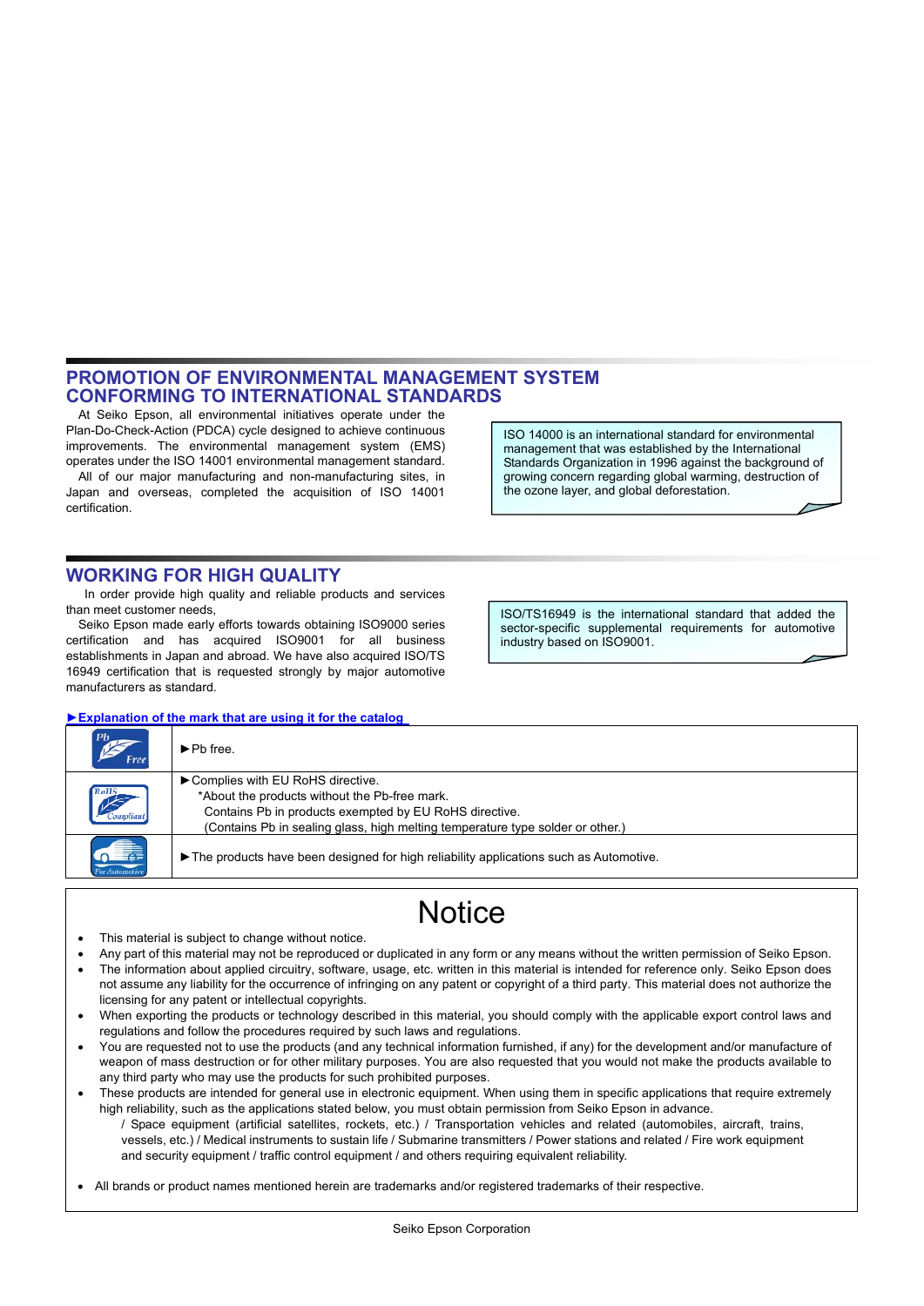## PROMOTION OF ENVIRONMENTAL MANAGEMENT SYSTEM CONFORMING TO INTERNATIONAL STANDARDS

At Seiko Epson, all environmental initiatives operate under the Plan-Do-Check-Action (PDCA) cycle designed to achieve continuous improvements. The environmental management system (EMS) operates under the ISO 14001 environmental management standard.

All of our major manufacturing and non-manufacturing sites, in Japan and overseas, completed the acquisition of ISO 14001 certification.

> ISO 14000 is an international standard for environmental management that was established by the International Standards Organization in 1996 against the background of growing concern regarding global warming, destruction of the ozone layer, and global deforestation.

## WORKING FOR HIGH QUALITY

In order provide high quality and reliable products and services than meet customer needs,

Seiko Epson made early efforts towards obtaining ISO9000 series certification and has acquired ISO9001 for all business establishments in Japan and abroad. We have also acquired ISO/TS 16949 certification that is requested strongly by major automotive manufacturers as standard.

> ISO/TS16949 is the international standard that added the sector-specific supplemental requirements for automotive industry based on ISO9001.

**►Explanation of the mark that are using it for the catalog**

| | |
|---|---|
| Pb Free | ►Pb free. |
| RoHS Compliant | ►Complies with EU RoHS directive.<br>\*About the products without the Pb-free mark.<br>Contains Pb in products exempted by EU RoHS directive.<br>(Contains Pb in sealing glass, high melting temperature type solder or other.) |
| For Automotive | ►The products have been designed for high reliability applications such as Automotive. |

# Notice

- This material is subject to change without notice.
- Any part of this material may not be reproduced or duplicated in any form or any means without the written permission of Seiko Epson.
- The information about applied circuitry, software, usage, etc. written in this material is intended for reference only. Seiko Epson does not assume any liability for the occurrence of infringing on any patent or copyright of a third party. This material does not authorize the licensing for any patent or intellectual copyrights.
- When exporting the products or technology described in this material, you should comply with the applicable export control laws and regulations and follow the procedures required by such laws and regulations.
- You are requested not to use the products (and any technical information furnished, if any) for the development and/or manufacture of weapon of mass destruction or for other military purposes. You are also requested that you would not make the products available to any third party who may use the products for such prohibited purposes.
- These products are intended for general use in electronic equipment. When using them in specific applications that require extremely high reliability, such as the applications stated below, you must obtain permission from Seiko Epson in advance.
  / Space equipment (artificial satellites, rockets, etc.) / Transportation vehicles and related (automobiles, aircraft, trains, vessels, etc.) / Medical instruments to sustain life / Submarine transmitters / Power stations and related / Fire work equipment and security equipment / traffic control equipment / and others requiring equivalent reliability.
- All brands or product names mentioned herein are trademarks and/or registered trademarks of their respective.

Seiko Epson Corporation